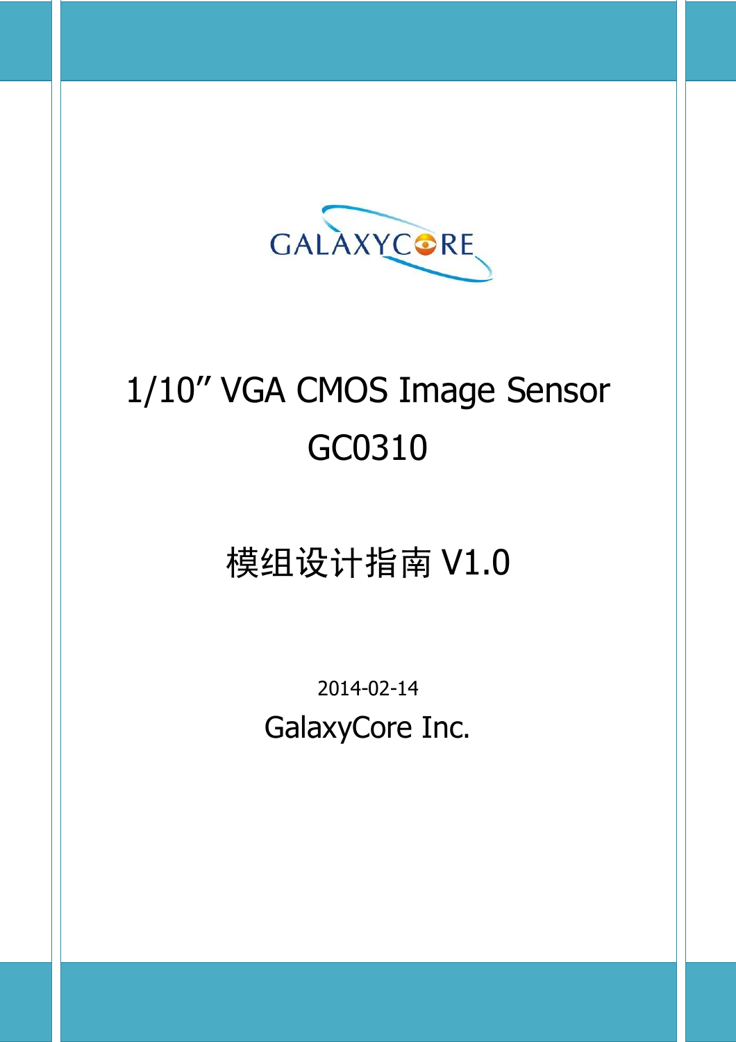GALAXYCORE

# 1/10" VGA CMOS Image Sensor

# GC0310

## 模组设计指南 V1.0

2014-02-14

GalaxyCore Inc.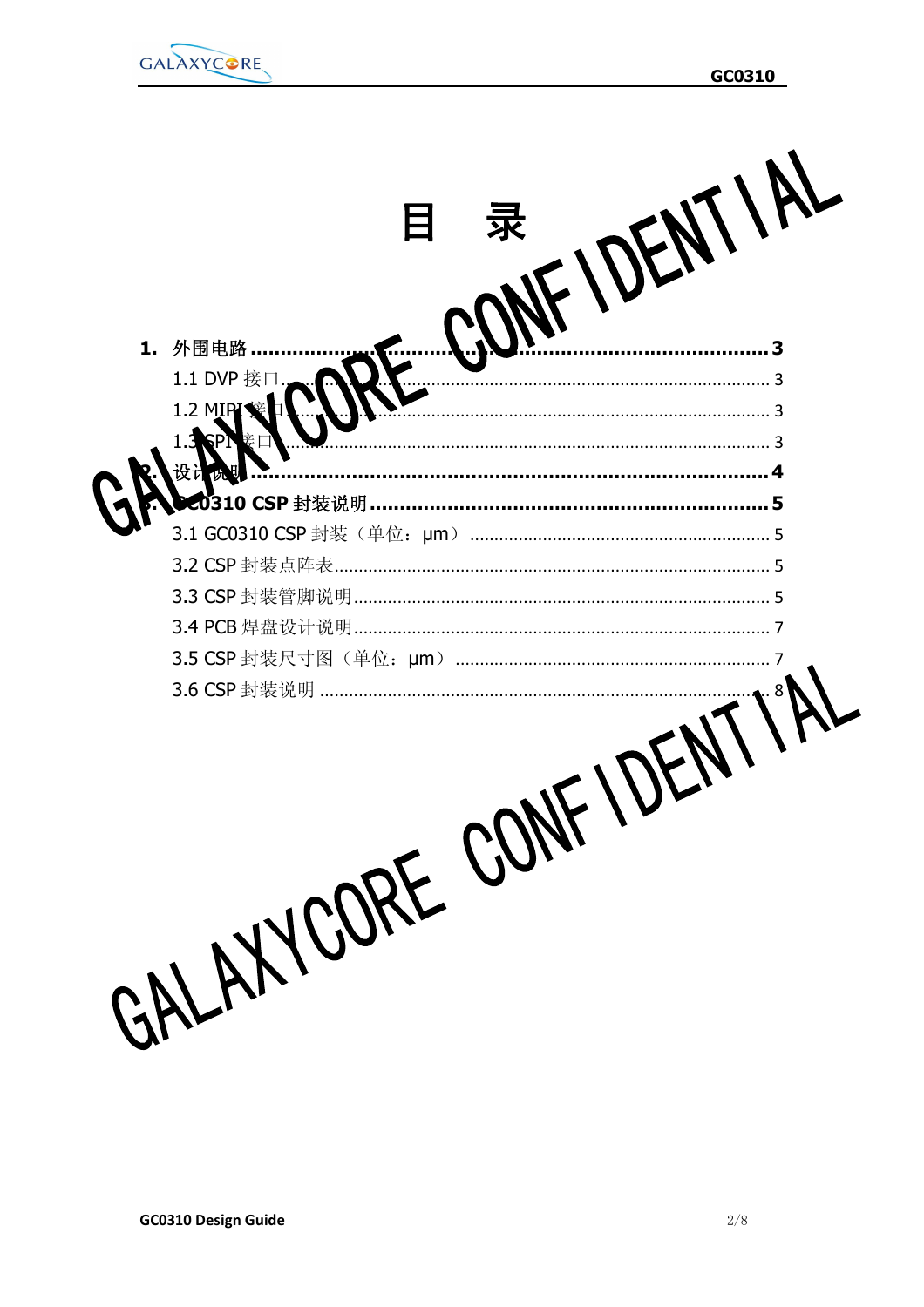# 目　录

**1. 外围电路 ........................................................................................3**

1.1 DVP 接口.................................................................................................. 3

1.2 MIPI 接口.................................................................................................. 3

1.3 SPI 接口.................................................................................................... 3

**2. 设计说明 ........................................................................................4**

**3. GC0310 CSP 封装说明 ...................................................................5**

3.1 GC0310 CSP 封装（单位：μm） ............................................................. 5

3.2 CSP 封装点阵表......................................................................................... 5

3.3 CSP 封装管脚说明..................................................................................... 5

3.4 PCB 焊盘设计说明..................................................................................... 7

3.5 CSP 封装尺寸图（单位：μm） ................................................................ 7

3.6 CSP 封装说明 ............................................................................................ 8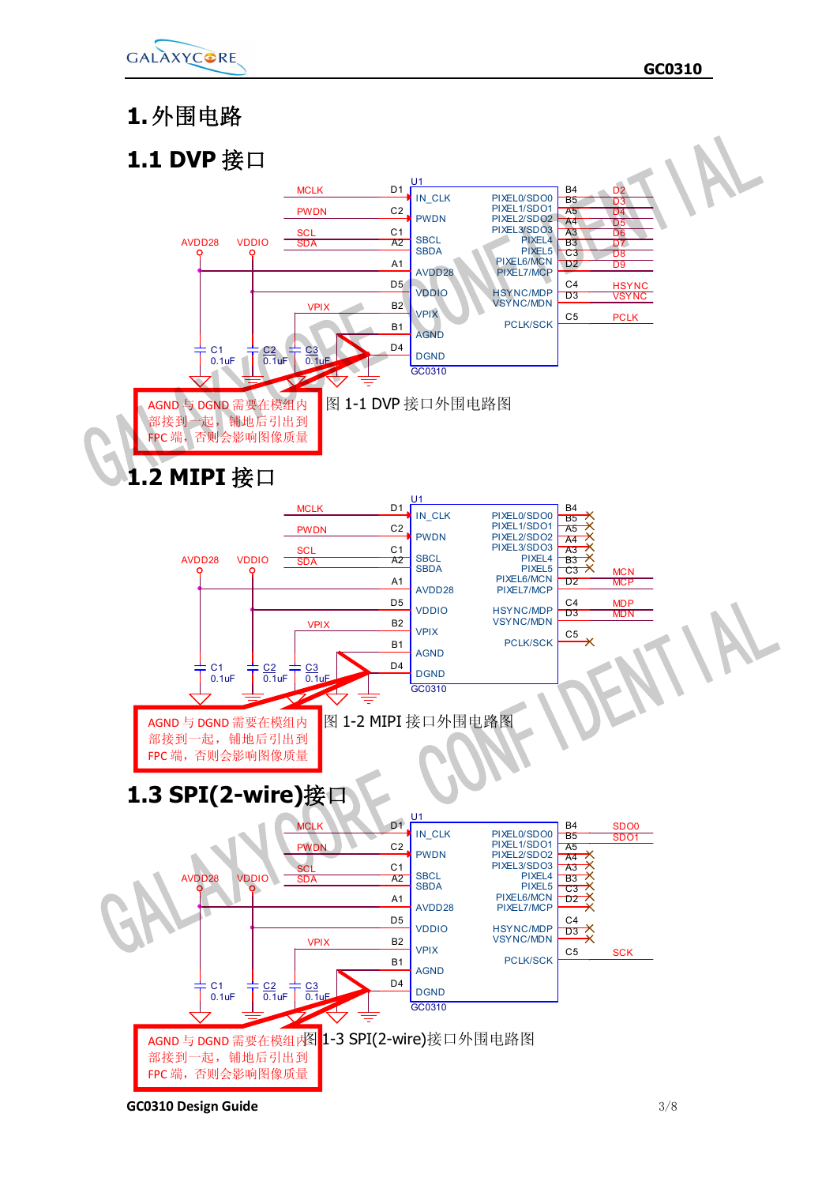# 1. 外围电路

## 1.1 DVP 接口

AGND 与 DGND 需要在模组内部接到一起，铺地后引出到 FPC 端，否则会影响图像质量

图 1-1 DVP 接口外围电路图

## 1.2 MIPI 接口

AGND 与 DGND 需要在模组内部接到一起，铺地后引出到 FPC 端，否则会影响图像质量

图 1-2 MIPI 接口外围电路图

## 1.3 SPI(2-wire)接口

AGND 与 DGND 需要在模组内部接到一起，铺地后引出到 FPC 端，否则会影响图像质量

图 1-3 SPI(2-wire)接口外围电路图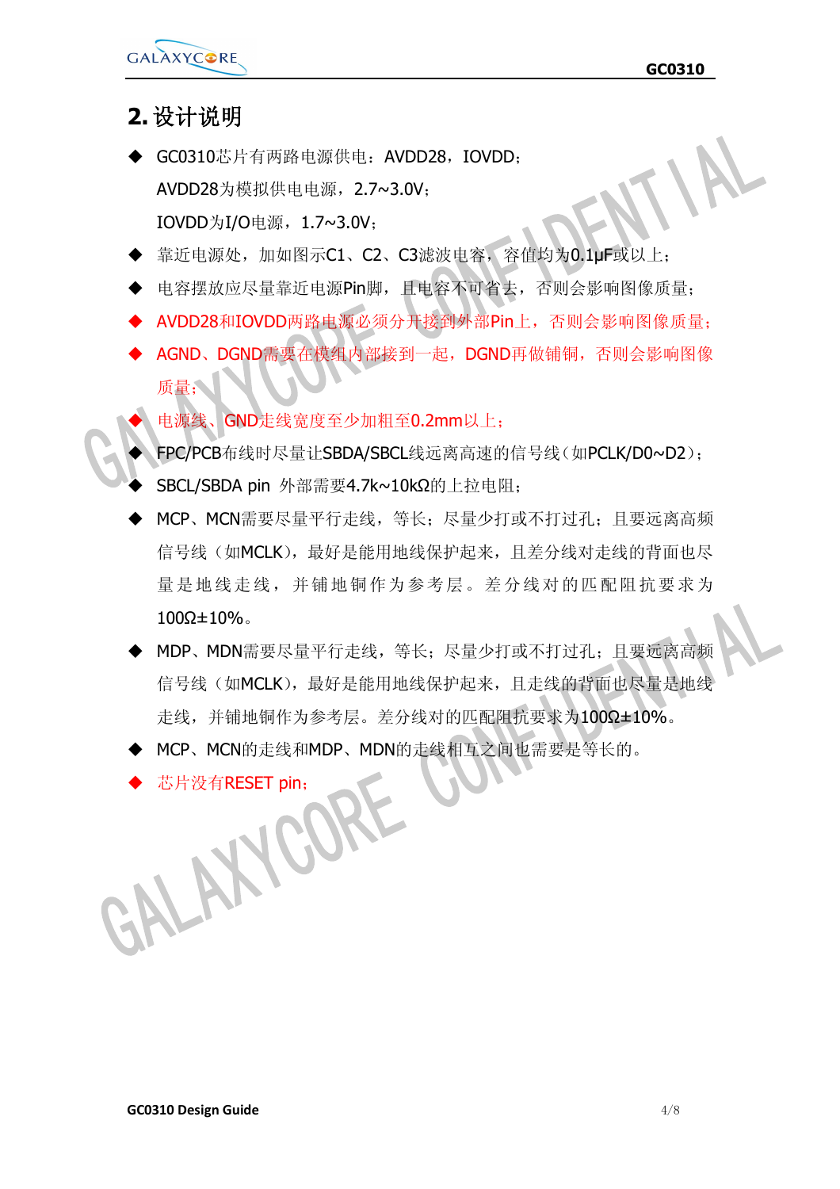## 2. 设计说明

- GC0310芯片有两路电源供电：AVDD28，IOVDD；
  AVDD28为模拟供电电源，2.7~3.0V；
  IOVDD为I/O电源，1.7~3.0V；
- 靠近电源处，加如图示C1、C2、C3滤波电容，容值均为0.1μF或以上；
- 电容摆放应尽量靠近电源Pin脚，且电容不可省去，否则会影响图像质量；
- AVDD28和IOVDD两路电源必须分开接到外部Pin上，否则会影响图像质量；
- AGND、DGND需要在模组内部接到一起，DGND再做铺铜，否则会影响图像质量；
- 电源线、GND走线宽度至少加粗至0.2mm以上；
- FPC/PCB布线时尽量让SBDA/SBCL线远离高速的信号线（如PCLK/D0~D2）；
- SBCL/SBDA pin 外部需要4.7k~10kΩ的上拉电阻；
- MCP、MCN需要尽量平行走线，等长；尽量少打或不打过孔；且要远离高频信号线（如MCLK），最好是能用地线保护起来，且差分线对走线的背面也尽量是地线走线，并铺地铜作为参考层。差分线对的匹配阻抗要求为100Ω±10%。
- MDP、MDN需要尽量平行走线，等长；尽量少打或不打过孔；且要远离高频信号线（如MCLK），最好是能用地线保护起来，且走线的背面也尽量是地线走线，并铺地铜作为参考层。差分线对的匹配阻抗要求为100Ω±10%。
- MCP、MCN的走线和MDP、MDN的走线相互之间也需要是等长的。
- 芯片没有RESET pin；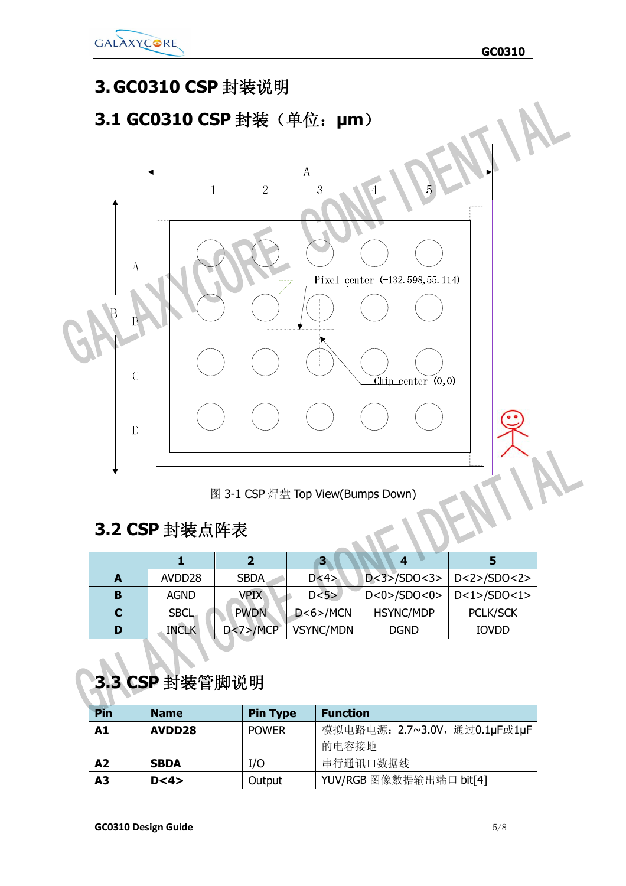# 3. GC0310 CSP 封装说明

## 3.1 GC0310 CSP 封装（单位：μm）

图 3-1 CSP 焊盘 Top View(Bumps Down)

## 3.2 CSP 封装点阵表

| | 1 | 2 | 3 | 4 | 5 |
|---|---|---|---|---|---|
| **A** | AVDD28 | SBDA | D<4> | D<3>/SDO<3> | D<2>/SDO<2> |
| **B** | AGND | VPIX | D<5> | D<0>/SDO<0> | D<1>/SDO<1> |
| **C** | SBCL | PWDN | D<6>/MCN | HSYNC/MDP | PCLK/SCK |
| **D** | INCLK | D<7>/MCP | VSYNC/MDN | DGND | IOVDD |

## 3.3 CSP 封装管脚说明

| Pin | Name | Pin Type | Function |
|---|---|---|---|
| **A1** | **AVDD28** | POWER | 模拟电路电源：2.7~3.0V，通过0.1μF或1μF的电容接地 |
| **A2** | **SBDA** | I/O | 串行通讯口数据线 |
| **A3** | **D<4>** | Output | YUV/RGB 图像数据输出端口 bit[4] |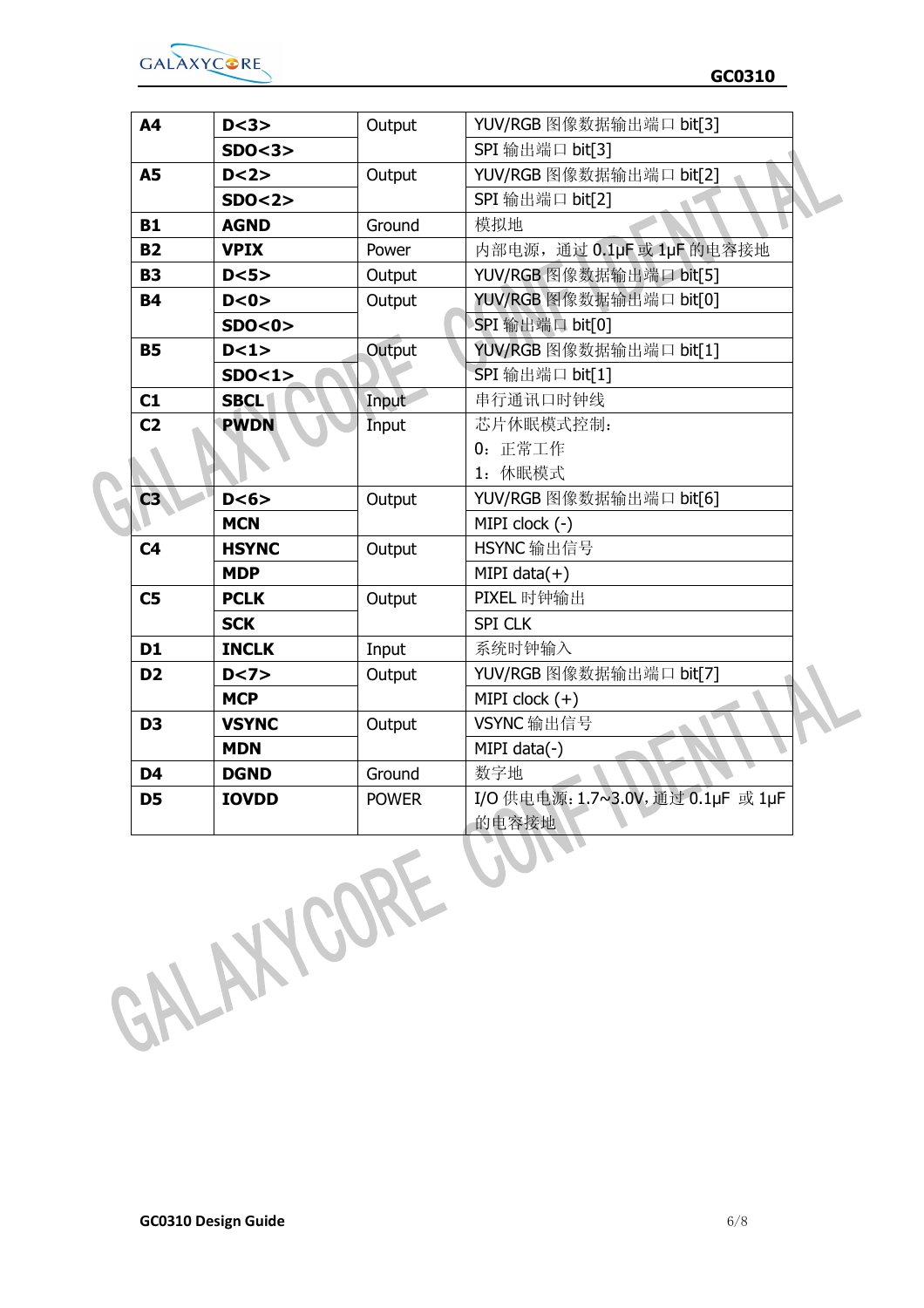| **A4** | **D<3>** | Output | YUV/RGB 图像数据输出端口 bit[3] |
|---|---|---|---|
| | **SDO<3>** | | SPI 输出端口 bit[3] |
| **A5** | **D<2>** | Output | YUV/RGB 图像数据输出端口 bit[2] |
| | **SDO<2>** | | SPI 输出端口 bit[2] |
| **B1** | **AGND** | Ground | 模拟地 |
| **B2** | **VPIX** | Power | 内部电源，通过 0.1μF 或 1μF 的电容接地 |
| **B3** | **D<5>** | Output | YUV/RGB 图像数据输出端口 bit[5] |
| **B4** | **D<0>** | Output | YUV/RGB 图像数据输出端口 bit[0] |
| | **SDO<0>** | | SPI 输出端口 bit[0] |
| **B5** | **D<1>** | Output | YUV/RGB 图像数据输出端口 bit[1] |
| | **SDO<1>** | | SPI 输出端口 bit[1] |
| **C1** | **SBCL** | Input | 串行通讯口时钟线 |
| **C2** | **PWDN** | Input | 芯片休眠模式控制：<br>0：正常工作<br>1：休眠模式 |
| **C3** | **D<6>** | Output | YUV/RGB 图像数据输出端口 bit[6] |
| | **MCN** | | MIPI clock (-) |
| **C4** | **HSYNC** | Output | HSYNC 输出信号 |
| | **MDP** | | MIPI data(+) |
| **C5** | **PCLK** | Output | PIXEL 时钟输出 |
| | **SCK** | | SPI CLK |
| **D1** | **INCLK** | Input | 系统时钟输入 |
| **D2** | **D<7>** | Output | YUV/RGB 图像数据输出端口 bit[7] |
| | **MCP** | | MIPI clock (+) |
| **D3** | **VSYNC** | Output | VSYNC 输出信号 |
| | **MDN** | | MIPI data(-) |
| **D4** | **DGND** | Ground | 数字地 |
| **D5** | **IOVDD** | POWER | I/O 供电电源：1.7~3.0V，通过 0.1μF 或 1μF 的电容接地 |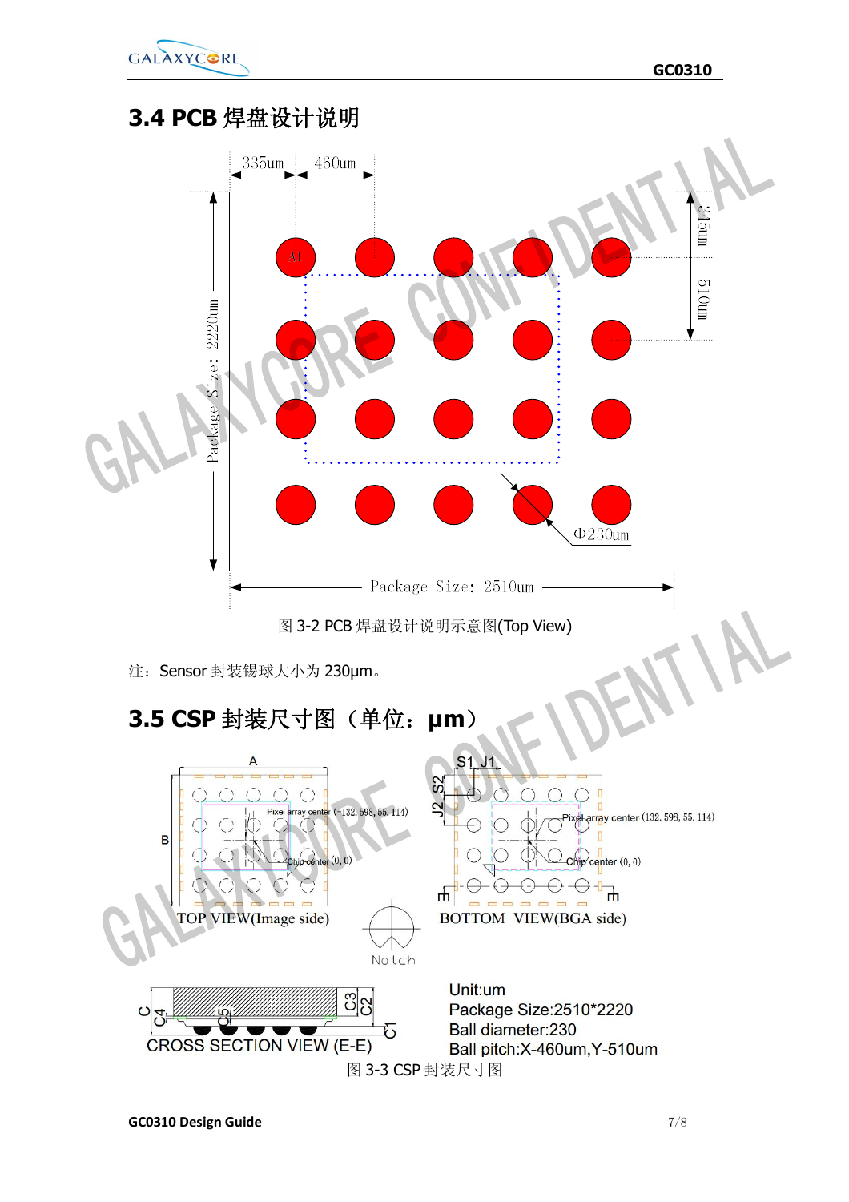## 3.4 PCB 焊盘设计说明

335um 460um

345um

510um

Package Size: 2220um

Φ230um

Package Size: 2510um

图 3-2 PCB 焊盘设计说明示意图(Top View)

注：Sensor 封装锡球大小为 230μm。

## 3.5 CSP 封装尺寸图（单位：μm）

TOP VIEW(Image side)

Pixel array center (-132. 598, 55. 114)

Chip center (0, 0)

BOTTOM VIEW(BGA side)

Pixel array center (132. 598, 55. 114)

Chip center (0, 0)

Notch

CROSS SECTION VIEW (E-E)

Unit:um
Package Size:2510*2220
Ball diameter:230
Ball pitch:X-460um,Y-510um

图 3-3 CSP 封装尺寸图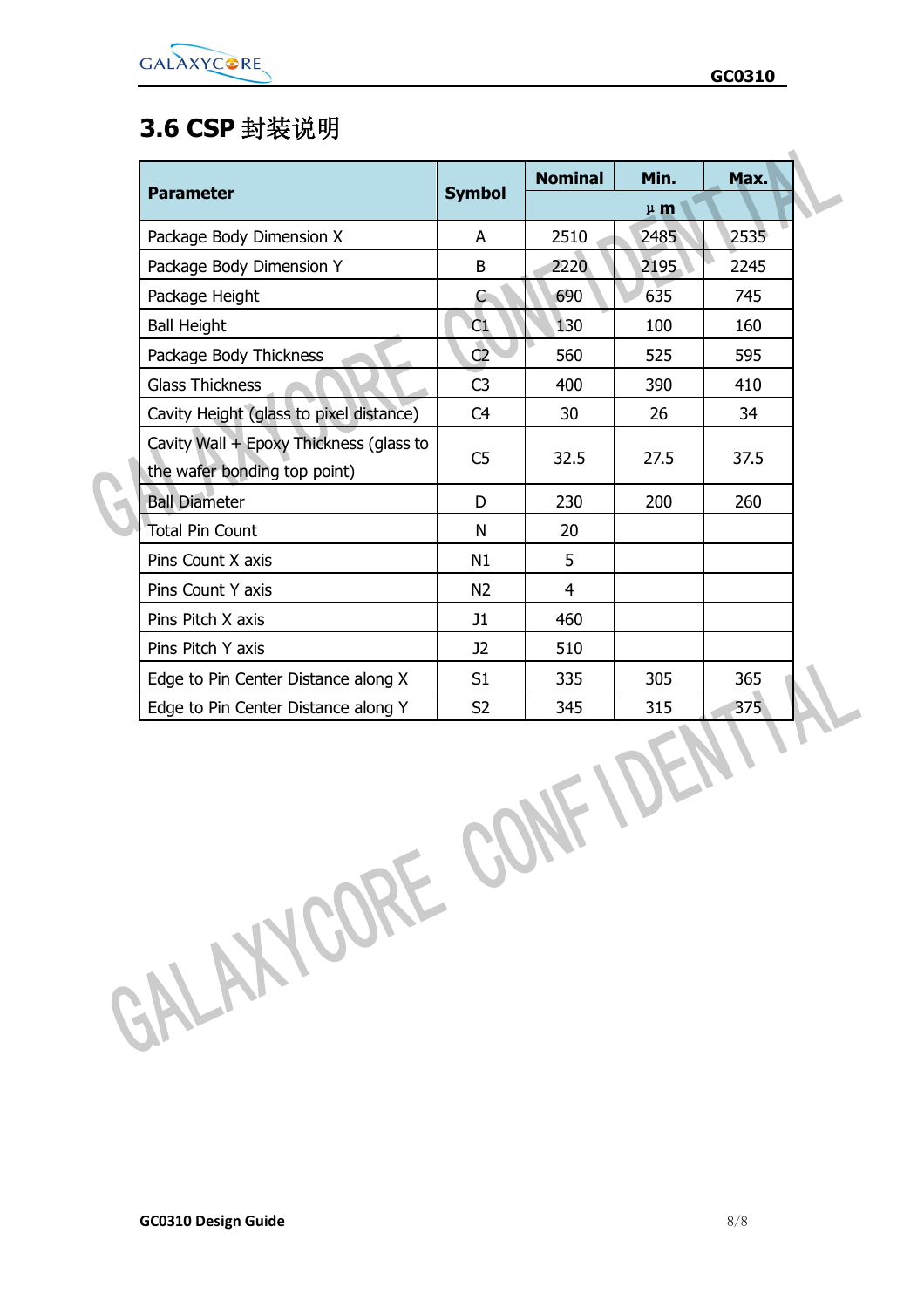## 3.6 CSP 封装说明

| Parameter | Symbol | Nominal | Min. | Max. |
|---|---|---|---|---|
| | | μm | | |
| Package Body Dimension X | A | 2510 | 2485 | 2535 |
| Package Body Dimension Y | B | 2220 | 2195 | 2245 |
| Package Height | C | 690 | 635 | 745 |
| Ball Height | C1 | 130 | 100 | 160 |
| Package Body Thickness | C2 | 560 | 525 | 595 |
| Glass Thickness | C3 | 400 | 390 | 410 |
| Cavity Height (glass to pixel distance) | C4 | 30 | 26 | 34 |
| Cavity Wall + Epoxy Thickness (glass to the wafer bonding top point) | C5 | 32.5 | 27.5 | 37.5 |
| Ball Diameter | D | 230 | 200 | 260 |
| Total Pin Count | N | 20 | | |
| Pins Count X axis | N1 | 5 | | |
| Pins Count Y axis | N2 | 4 | | |
| Pins Pitch X axis | J1 | 460 | | |
| Pins Pitch Y axis | J2 | 510 | | |
| Edge to Pin Center Distance along X | S1 | 335 | 305 | 365 |
| Edge to Pin Center Distance along Y | S2 | 345 | 315 | 375 |